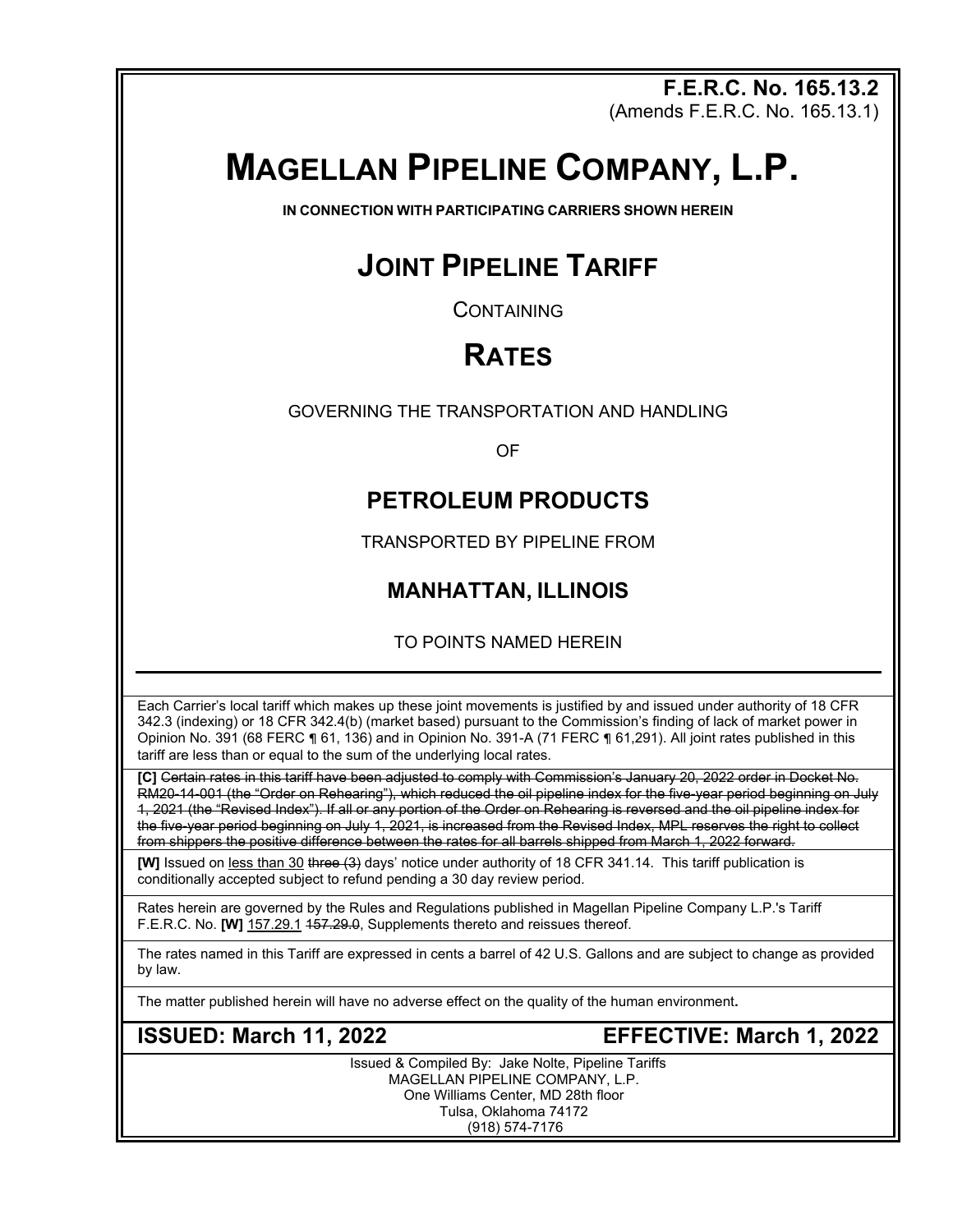**F.E.R.C. No. 165.13.2**
(Amends F.E.R.C. No. 165.13.1)

# MAGELLAN PIPELINE COMPANY, L.P.

**IN CONNECTION WITH PARTICIPATING CARRIERS SHOWN HEREIN**

# JOINT PIPELINE TARIFF

CONTAINING

# RATES

GOVERNING THE TRANSPORTATION AND HANDLING

OF

## PETROLEUM PRODUCTS

TRANSPORTED BY PIPELINE FROM

## MANHATTAN, ILLINOIS

TO POINTS NAMED HEREIN

---

Each Carrier's local tariff which makes up these joint movements is justified by and issued under authority of 18 CFR 342.3 (indexing) or 18 CFR 342.4(b) (market based) pursuant to the Commission's finding of lack of market power in Opinion No. 391 (68 FERC ¶ 61, 136) and in Opinion No. 391-A (71 FERC ¶ 61,291). All joint rates published in this tariff are less than or equal to the sum of the underlying local rates.

**[C]** ~~Certain rates in this tariff have been adjusted to comply with Commission's January 20, 2022 order in Docket No. RM20-14-001 (the "Order on Rehearing"), which reduced the oil pipeline index for the five-year period beginning on July 1, 2021 (the "Revised Index"). If all or any portion of the Order on Rehearing is reversed and the oil pipeline index for the five-year period beginning on July 1, 2021, is increased from the Revised Index, MPL reserves the right to collect from shippers the positive difference between the rates for all barrels shipped from March 1, 2022 forward.~~

**[W]** Issued on less than 30 ~~three (3)~~ days' notice under authority of 18 CFR 341.14. This tariff publication is conditionally accepted subject to refund pending a 30 day review period.

Rates herein are governed by the Rules and Regulations published in Magellan Pipeline Company L.P.'s Tariff F.E.R.C. No. **[W]** 157.29.1 ~~157.29.0~~, Supplements thereto and reissues thereof.

The rates named in this Tariff are expressed in cents a barrel of 42 U.S. Gallons and are subject to change as provided by law.

The matter published herein will have no adverse effect on the quality of the human environment**.**

**ISSUED: March 11, 2022** | **EFFECTIVE: March 1, 2022**

Issued & Compiled By: Jake Nolte, Pipeline Tariffs
MAGELLAN PIPELINE COMPANY, L.P.
One Williams Center, MD 28th floor
Tulsa, Oklahoma 74172
(918) 574-7176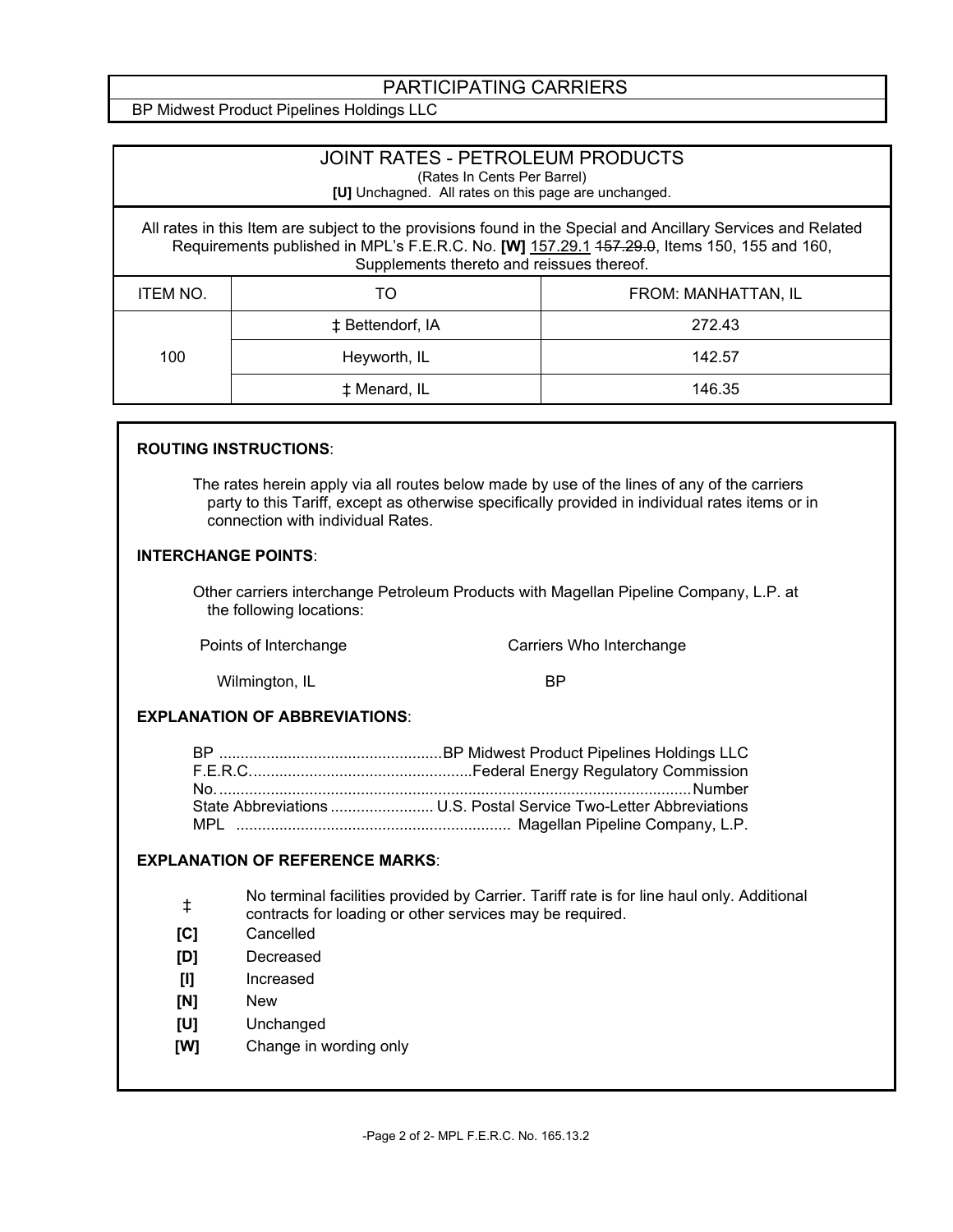## PARTICIPATING CARRIERS

BP Midwest Product Pipelines Holdings LLC

## JOINT RATES - PETROLEUM PRODUCTS

(Rates In Cents Per Barrel)

**[U]** Unchagned. All rates on this page are unchanged.

All rates in this Item are subject to the provisions found in the Special and Ancillary Services and Related Requirements published in MPL's F.E.R.C. No. **[W]** 157.29.1 ~~157.29.0~~, Items 150, 155 and 160, Supplements thereto and reissues thereof.

| ITEM NO. | TO | FROM: MANHATTAN, IL |
|---|---|---|
| 100 | ‡ Bettendorf, IA | 272.43 |
| | Heyworth, IL | 142.57 |
| | ‡ Menard, IL | 146.35 |

**ROUTING INSTRUCTIONS**:

The rates herein apply via all routes below made by use of the lines of any of the carriers party to this Tariff, except as otherwise specifically provided in individual rates items or in connection with individual Rates.

**INTERCHANGE POINTS**:

Other carriers interchange Petroleum Products with Magellan Pipeline Company, L.P. at the following locations:

| Points of Interchange | Carriers Who Interchange |
|---|---|
| Wilmington, IL | BP |

**EXPLANATION OF ABBREVIATIONS**:

BP .................................................... BP Midwest Product Pipelines Holdings LLC
F.E.R.C. .................................................... Federal Energy Regulatory Commission
No. .................................................... Number
State Abbreviations ........................ U.S. Postal Service Two-Letter Abbreviations
MPL .................................................... Magellan Pipeline Company, L.P.

**EXPLANATION OF REFERENCE MARKS**:

- ‡ No terminal facilities provided by Carrier. Tariff rate is for line haul only. Additional contracts for loading or other services may be required.
- **[C]** Cancelled
- **[D]** Decreased
- **[I]** Increased
- **[N]** New
- **[U]** Unchanged
- **[W]** Change in wording only